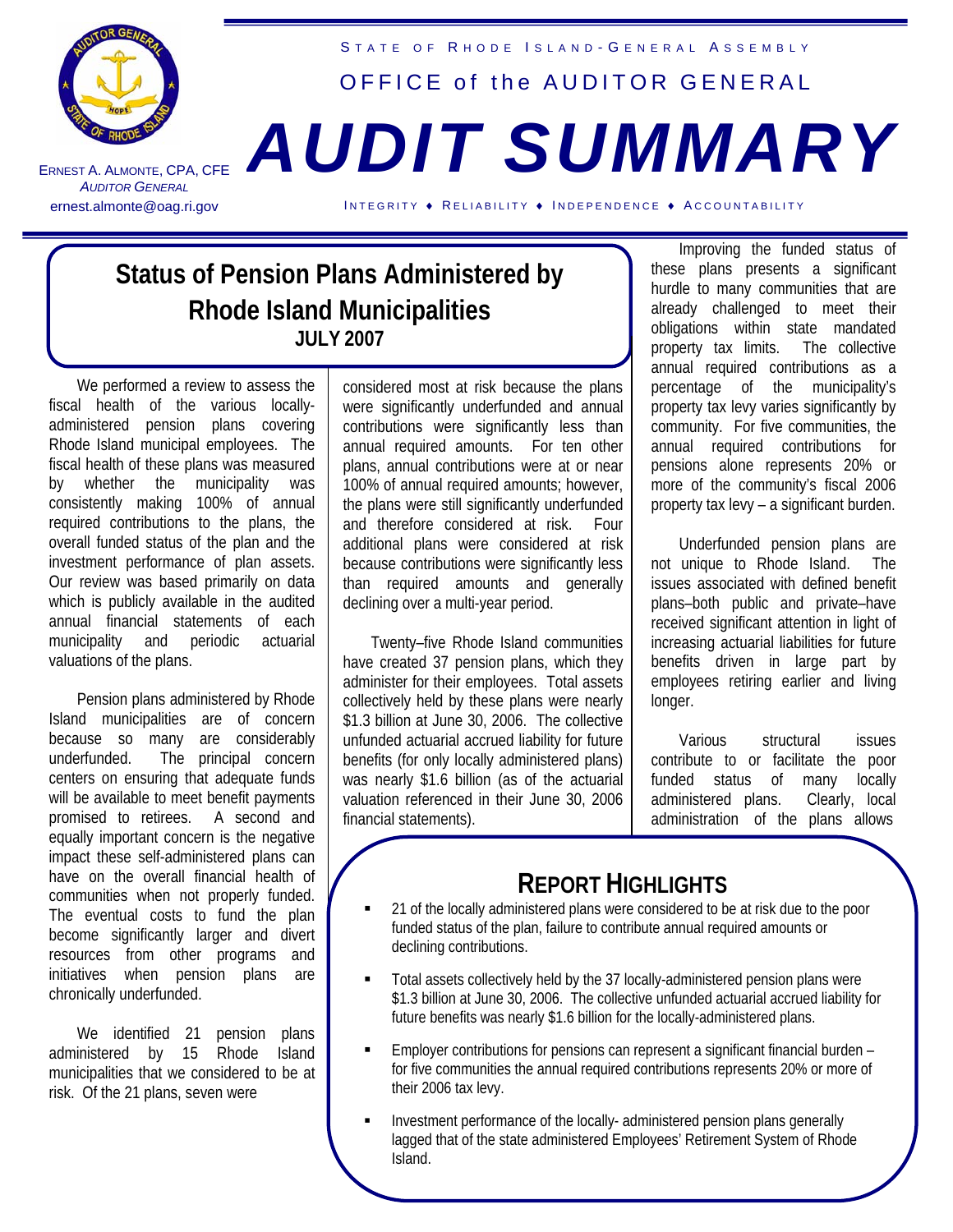STATE OF RHODE ISLAND - GENERAL ASSEMBLY

OFFICE of the AUDITOR GENERAL

# AUDIT SUMMARY

ERNEST A. ALMONTE, CPA, CFE
*AUDITOR GENERAL*
ernest.almonte@oag.ri.gov

INTEGRITY ♦ RELIABILITY ♦ INDEPENDENCE ♦ ACCOUNTABILITY

## Status of Pension Plans Administered by Rhode Island Municipalities

**JULY 2007**

We performed a review to assess the fiscal health of the various locally-administered pension plans covering Rhode Island municipal employees. The fiscal health of these plans was measured by whether the municipality was consistently making 100% of annual required contributions to the plans, the overall funded status of the plan and the investment performance of plan assets. Our review was based primarily on data which is publicly available in the audited annual financial statements of each municipality and periodic actuarial valuations of the plans.

Pension plans administered by Rhode Island municipalities are of concern because so many are considerably underfunded. The principal concern centers on ensuring that adequate funds will be available to meet benefit payments promised to retirees. A second and equally important concern is the negative impact these self-administered plans can have on the overall financial health of communities when not properly funded. The eventual costs to fund the plan become significantly larger and divert resources from other programs and initiatives when pension plans are chronically underfunded.

We identified 21 pension plans administered by 15 Rhode Island municipalities that we considered to be at risk. Of the 21 plans, seven were considered most at risk because the plans were significantly underfunded and annual contributions were significantly less than annual required amounts. For ten other plans, annual contributions were at or near 100% of annual required amounts; however, the plans were still significantly underfunded and therefore considered at risk. Four additional plans were considered at risk because contributions were significantly less than required amounts and generally declining over a multi-year period.

Twenty–five Rhode Island communities have created 37 pension plans, which they administer for their employees. Total assets collectively held by these plans were nearly $1.3 billion at June 30, 2006. The collective unfunded actuarial accrued liability for future benefits (for only locally administered plans) was nearly $1.6 billion (as of the actuarial valuation referenced in their June 30, 2006 financial statements).

Improving the funded status of these plans presents a significant hurdle to many communities that are already challenged to meet their obligations within state mandated property tax limits. The collective annual required contributions as a percentage of the municipality's property tax levy varies significantly by community. For five communities, the annual required contributions for pensions alone represents 20% or more of the community's fiscal 2006 property tax levy – a significant burden.

Underfunded pension plans are not unique to Rhode Island. The issues associated with defined benefit plans–both public and private–have received significant attention in light of increasing actuarial liabilities for future benefits driven in large part by employees retiring earlier and living longer.

Various structural issues contribute to or facilitate the poor funded status of many locally administered plans. Clearly, local administration of the plans allows

### REPORT HIGHLIGHTS

- 21 of the locally administered plans were considered to be at risk due to the poor funded status of the plan, failure to contribute annual required amounts or declining contributions.
- Total assets collectively held by the 37 locally-administered pension plans were $1.3 billion at June 30, 2006. The collective unfunded actuarial accrued liability for future benefits was nearly $1.6 billion for the locally-administered plans.
- Employer contributions for pensions can represent a significant financial burden – for five communities the annual required contributions represents 20% or more of their 2006 tax levy.
- Investment performance of the locally- administered pension plans generally lagged that of the state administered Employees' Retirement System of Rhode Island.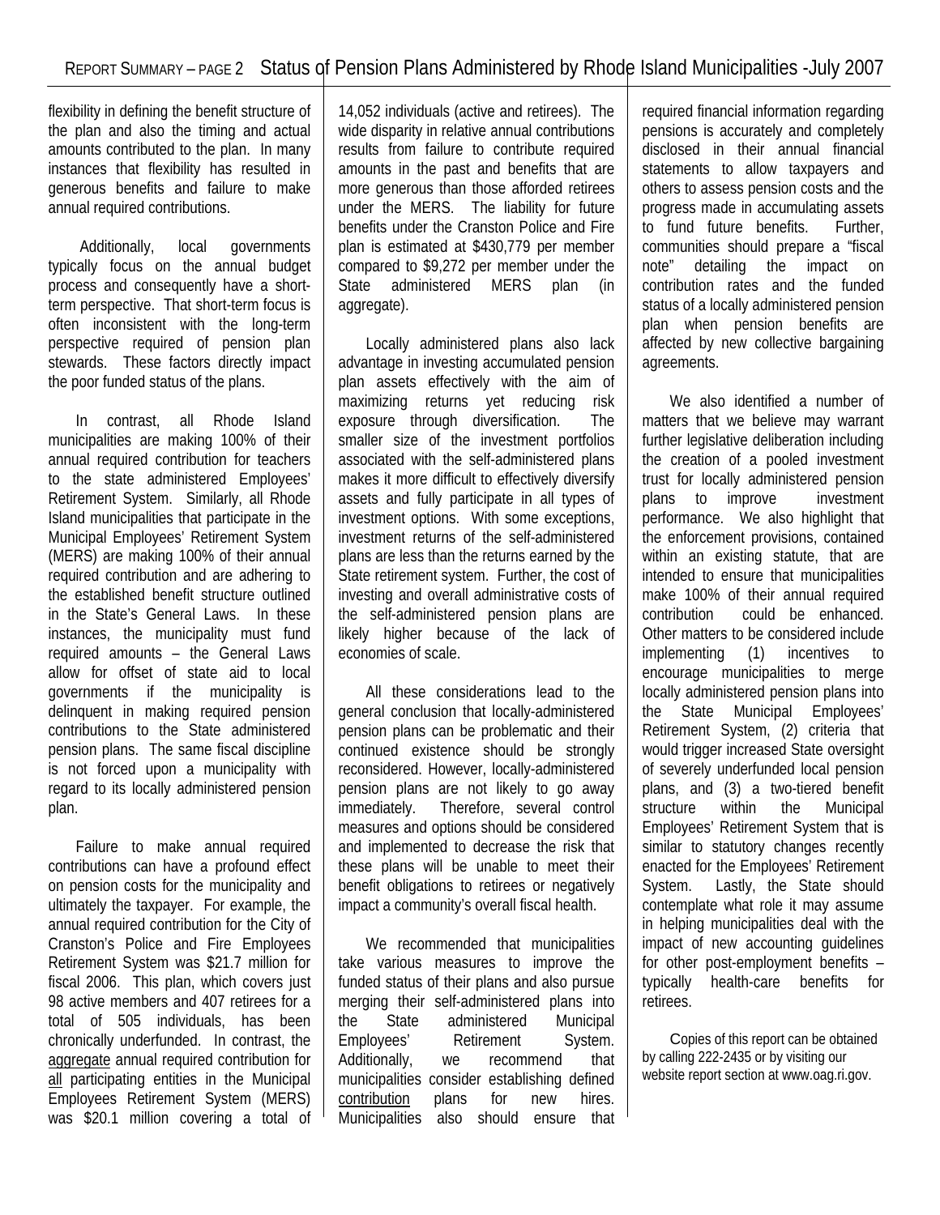flexibility in defining the benefit structure of the plan and also the timing and actual amounts contributed to the plan. In many instances that flexibility has resulted in generous benefits and failure to make annual required contributions.

Additionally, local governments typically focus on the annual budget process and consequently have a short-term perspective. That short-term focus is often inconsistent with the long-term perspective required of pension plan stewards. These factors directly impact the poor funded status of the plans.

In contrast, all Rhode Island municipalities are making 100% of their annual required contribution for teachers to the state administered Employees' Retirement System. Similarly, all Rhode Island municipalities that participate in the Municipal Employees' Retirement System (MERS) are making 100% of their annual required contribution and are adhering to the established benefit structure outlined in the State's General Laws. In these instances, the municipality must fund required amounts – the General Laws allow for offset of state aid to local governments if the municipality is delinquent in making required pension contributions to the State administered pension plans. The same fiscal discipline is not forced upon a municipality with regard to its locally administered pension plan.

Failure to make annual required contributions can have a profound effect on pension costs for the municipality and ultimately the taxpayer. For example, the annual required contribution for the City of Cranston's Police and Fire Employees Retirement System was $21.7 million for fiscal 2006. This plan, which covers just 98 active members and 407 retirees for a total of 505 individuals, has been chronically underfunded. In contrast, the aggregate annual required contribution for all participating entities in the Municipal Employees Retirement System (MERS) was $20.1 million covering a total of 14,052 individuals (active and retirees). The wide disparity in relative annual contributions results from failure to contribute required amounts in the past and benefits that are more generous than those afforded retirees under the MERS. The liability for future benefits under the Cranston Police and Fire plan is estimated at $430,779 per member compared to $9,272 per member under the State administered MERS plan (in aggregate).

Locally administered plans also lack advantage in investing accumulated pension plan assets effectively with the aim of maximizing returns yet reducing risk exposure through diversification. The smaller size of the investment portfolios associated with the self-administered plans makes it more difficult to effectively diversify assets and fully participate in all types of investment options. With some exceptions, investment returns of the self-administered plans are less than the returns earned by the State retirement system. Further, the cost of investing and overall administrative costs of the self-administered pension plans are likely higher because of the lack of economies of scale.

All these considerations lead to the general conclusion that locally-administered pension plans can be problematic and their continued existence should be strongly reconsidered. However, locally-administered pension plans are not likely to go away immediately. Therefore, several control measures and options should be considered and implemented to decrease the risk that these plans will be unable to meet their benefit obligations to retirees or negatively impact a community's overall fiscal health.

We recommended that municipalities take various measures to improve the funded status of their plans and also pursue merging their self-administered plans into the State administered Municipal Employees' Retirement System. Additionally, we recommend that municipalities consider establishing defined contribution plans for new hires. Municipalities also should ensure that required financial information regarding pensions is accurately and completely disclosed in their annual financial statements to allow taxpayers and others to assess pension costs and the progress made in accumulating assets to fund future benefits. Further, communities should prepare a "fiscal note" detailing the impact on contribution rates and the funded status of a locally administered pension plan when pension benefits are affected by new collective bargaining agreements.

We also identified a number of matters that we believe may warrant further legislative deliberation including the creation of a pooled investment trust for locally administered pension plans to improve investment performance. We also highlight that the enforcement provisions, contained within an existing statute, that are intended to ensure that municipalities make 100% of their annual required contribution could be enhanced. Other matters to be considered include implementing (1) incentives to encourage municipalities to merge locally administered pension plans into the State Municipal Employees' Retirement System, (2) criteria that would trigger increased State oversight of severely underfunded local pension plans, and (3) a two-tiered benefit structure within the Municipal Employees' Retirement System that is similar to statutory changes recently enacted for the Employees' Retirement System. Lastly, the State should contemplate what role it may assume in helping municipalities deal with the impact of new accounting guidelines for other post-employment benefits – typically health-care benefits for retirees.

Copies of this report can be obtained by calling 222-2435 or by visiting our website report section at www.oag.ri.gov.